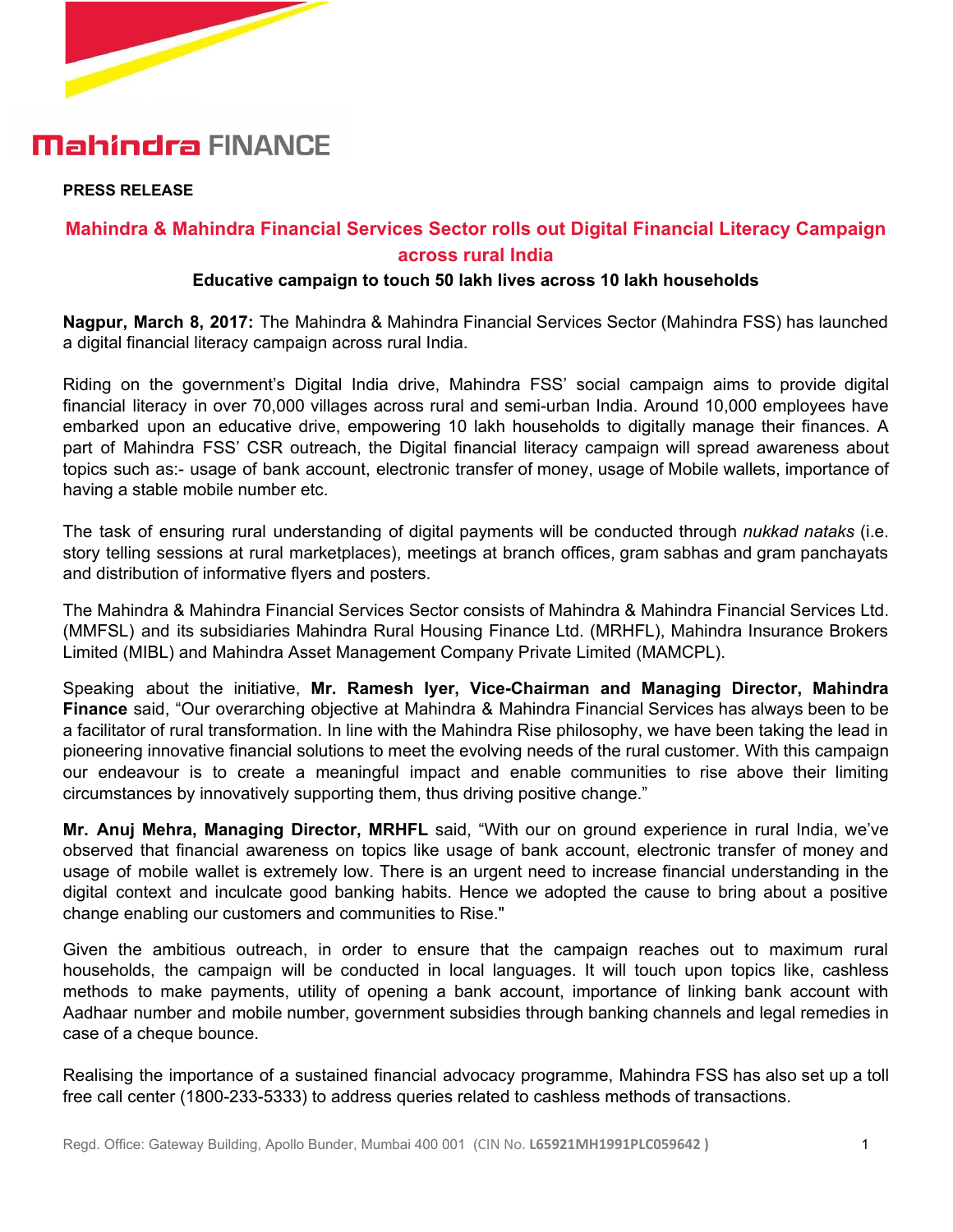Mahindra FINANCE

**PRESS RELEASE**

# Mahindra & Mahindra Financial Services Sector rolls out Digital Financial Literacy Campaign across rural India

### Educative campaign to touch 50 lakh lives across 10 lakh households

**Nagpur, March 8, 2017:** The Mahindra & Mahindra Financial Services Sector (Mahindra FSS) has launched a digital financial literacy campaign across rural India.

Riding on the government's Digital India drive, Mahindra FSS' social campaign aims to provide digital financial literacy in over 70,000 villages across rural and semi-urban India. Around 10,000 employees have embarked upon an educative drive, empowering 10 lakh households to digitally manage their finances. A part of Mahindra FSS' CSR outreach, the Digital financial literacy campaign will spread awareness about topics such as:- usage of bank account, electronic transfer of money, usage of Mobile wallets, importance of having a stable mobile number etc.

The task of ensuring rural understanding of digital payments will be conducted through *nukkad nataks* (i.e. story telling sessions at rural marketplaces), meetings at branch offices, gram sabhas and gram panchayats and distribution of informative flyers and posters.

The Mahindra & Mahindra Financial Services Sector consists of Mahindra & Mahindra Financial Services Ltd. (MMFSL) and its subsidiaries Mahindra Rural Housing Finance Ltd. (MRHFL), Mahindra Insurance Brokers Limited (MIBL) and Mahindra Asset Management Company Private Limited (MAMCPL).

Speaking about the initiative, **Mr. Ramesh Iyer, Vice-Chairman and Managing Director, Mahindra Finance** said, "Our overarching objective at Mahindra & Mahindra Financial Services has always been to be a facilitator of rural transformation. In line with the Mahindra Rise philosophy, we have been taking the lead in pioneering innovative financial solutions to meet the evolving needs of the rural customer. With this campaign our endeavour is to create a meaningful impact and enable communities to rise above their limiting circumstances by innovatively supporting them, thus driving positive change."

**Mr. Anuj Mehra, Managing Director, MRHFL** said, "With our on ground experience in rural India, we've observed that financial awareness on topics like usage of bank account, electronic transfer of money and usage of mobile wallet is extremely low. There is an urgent need to increase financial understanding in the digital context and inculcate good banking habits. Hence we adopted the cause to bring about a positive change enabling our customers and communities to Rise."

Given the ambitious outreach, in order to ensure that the campaign reaches out to maximum rural households, the campaign will be conducted in local languages. It will touch upon topics like, cashless methods to make payments, utility of opening a bank account, importance of linking bank account with Aadhaar number and mobile number, government subsidies through banking channels and legal remedies in case of a cheque bounce.

Realising the importance of a sustained financial advocacy programme, Mahindra FSS has also set up a toll free call center (1800-233-5333) to address queries related to cashless methods of transactions.

Regd. Office: Gateway Building, Apollo Bunder, Mumbai 400 001 (CIN No. **L65921MH1991PLC059642**)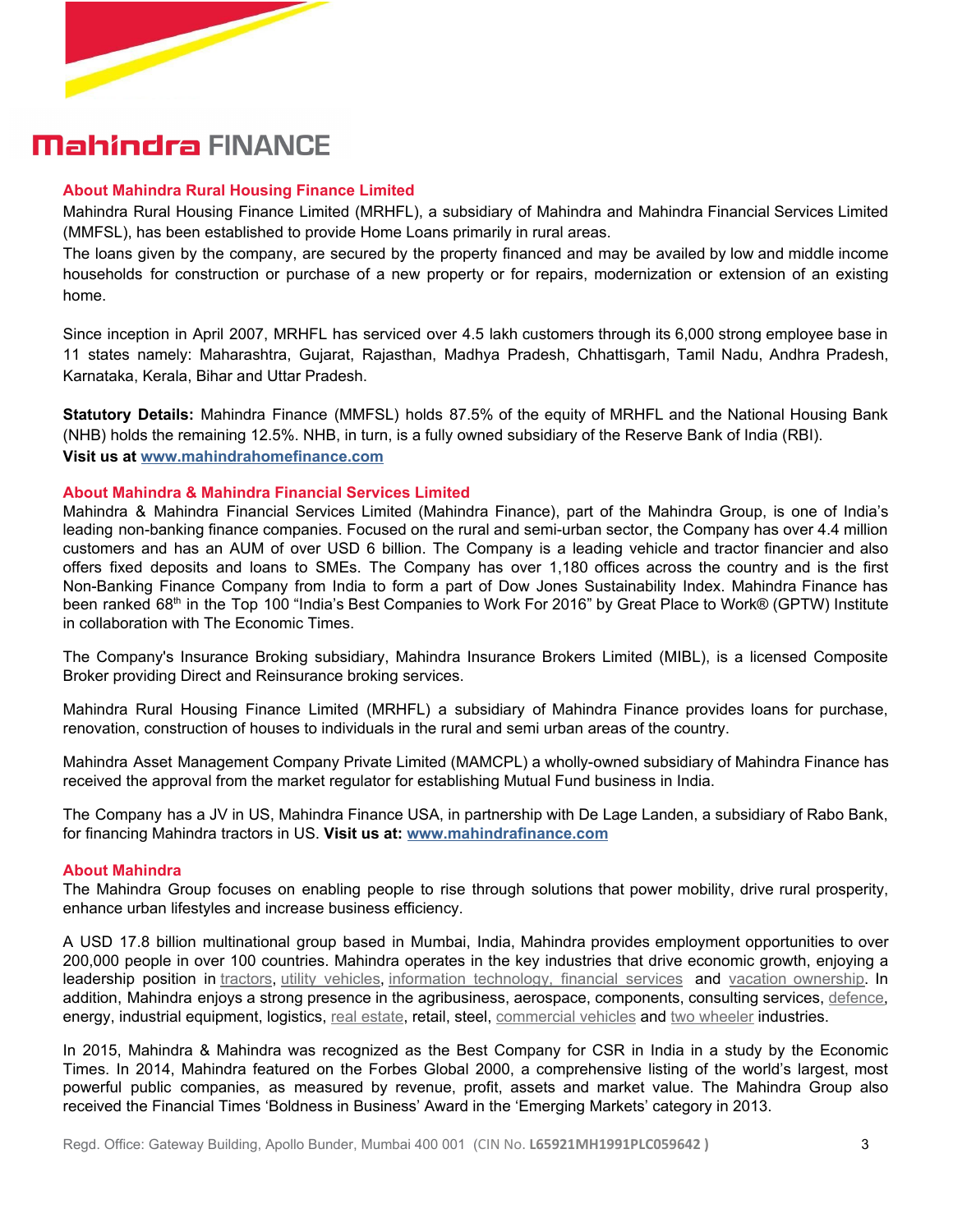Mahindra FINANCE

## About Mahindra Rural Housing Finance Limited

Mahindra Rural Housing Finance Limited (MRHFL), a subsidiary of Mahindra and Mahindra Financial Services Limited (MMFSL), has been established to provide Home Loans primarily in rural areas.
The loans given by the company, are secured by the property financed and may be availed by low and middle income households for construction or purchase of a new property or for repairs, modernization or extension of an existing home.

Since inception in April 2007, MRHFL has serviced over 4.5 lakh customers through its 6,000 strong employee base in 11 states namely: Maharashtra, Gujarat, Rajasthan, Madhya Pradesh, Chhattisgarh, Tamil Nadu, Andhra Pradesh, Karnataka, Kerala, Bihar and Uttar Pradesh.

**Statutory Details:** Mahindra Finance (MMFSL) holds 87.5% of the equity of MRHFL and the National Housing Bank (NHB) holds the remaining 12.5%. NHB, in turn, is a fully owned subsidiary of the Reserve Bank of India (RBI).
**Visit us at www.mahindrahomefinance.com**

## About Mahindra & Mahindra Financial Services Limited

Mahindra & Mahindra Financial Services Limited (Mahindra Finance), part of the Mahindra Group, is one of India's leading non-banking finance companies. Focused on the rural and semi-urban sector, the Company has over 4.4 million customers and has an AUM of over USD 6 billion. The Company is a leading vehicle and tractor financier and also offers fixed deposits and loans to SMEs. The Company has over 1,180 offices across the country and is the first Non-Banking Finance Company from India to form a part of Dow Jones Sustainability Index. Mahindra Finance has been ranked 68th in the Top 100 "India's Best Companies to Work For 2016" by Great Place to Work® (GPTW) Institute in collaboration with The Economic Times.

The Company's Insurance Broking subsidiary, Mahindra Insurance Brokers Limited (MIBL), is a licensed Composite Broker providing Direct and Reinsurance broking services.

Mahindra Rural Housing Finance Limited (MRHFL) a subsidiary of Mahindra Finance provides loans for purchase, renovation, construction of houses to individuals in the rural and semi urban areas of the country.

Mahindra Asset Management Company Private Limited (MAMCPL) a wholly-owned subsidiary of Mahindra Finance has received the approval from the market regulator for establishing Mutual Fund business in India.

The Company has a JV in US, Mahindra Finance USA, in partnership with De Lage Landen, a subsidiary of Rabo Bank, for financing Mahindra tractors in US. **Visit us at: www.mahindrafinance.com**

## About Mahindra

The Mahindra Group focuses on enabling people to rise through solutions that power mobility, drive rural prosperity, enhance urban lifestyles and increase business efficiency.

A USD 17.8 billion multinational group based in Mumbai, India, Mahindra provides employment opportunities to over 200,000 people in over 100 countries. Mahindra operates in the key industries that drive economic growth, enjoying a leadership position in tractors, utility vehicles, information technology, financial services and vacation ownership. In addition, Mahindra enjoys a strong presence in the agribusiness, aerospace, components, consulting services, defence, energy, industrial equipment, logistics, real estate, retail, steel, commercial vehicles and two wheeler industries.

In 2015, Mahindra & Mahindra was recognized as the Best Company for CSR in India in a study by the Economic Times. In 2014, Mahindra featured on the Forbes Global 2000, a comprehensive listing of the world's largest, most powerful public companies, as measured by revenue, profit, assets and market value. The Mahindra Group also received the Financial Times 'Boldness in Business' Award in the 'Emerging Markets' category in 2013.

Regd. Office: Gateway Building, Apollo Bunder, Mumbai 400 001 (CIN No. **L65921MH1991PLC059642**)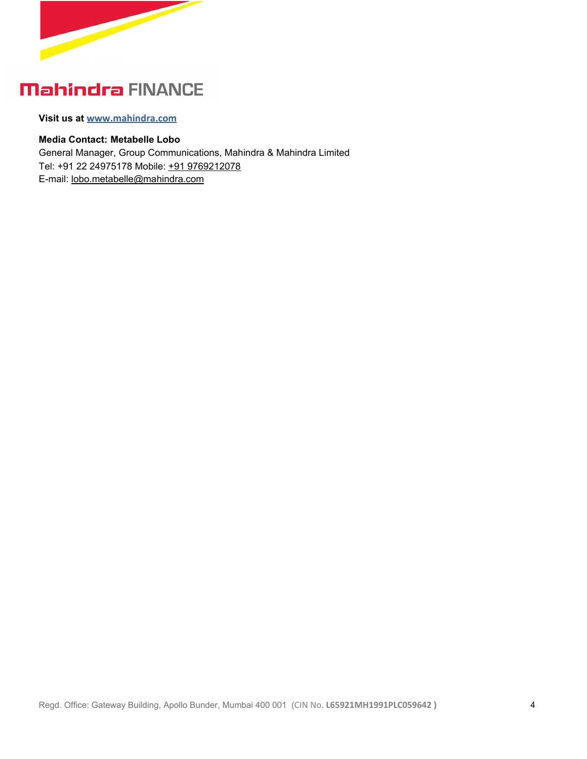**Visit us at** **www.mahindra.com**

**Media Contact: Metabelle Lobo**
General Manager, Group Communications, Mahindra & Mahindra Limited
Tel: +91 22 24975178 Mobile: +91 9769212078
E-mail: lobo.metabelle@mahindra.com

Regd. Office: Gateway Building, Apollo Bunder, Mumbai 400 001 (CIN No. **L65921MH1991PLC059642** )